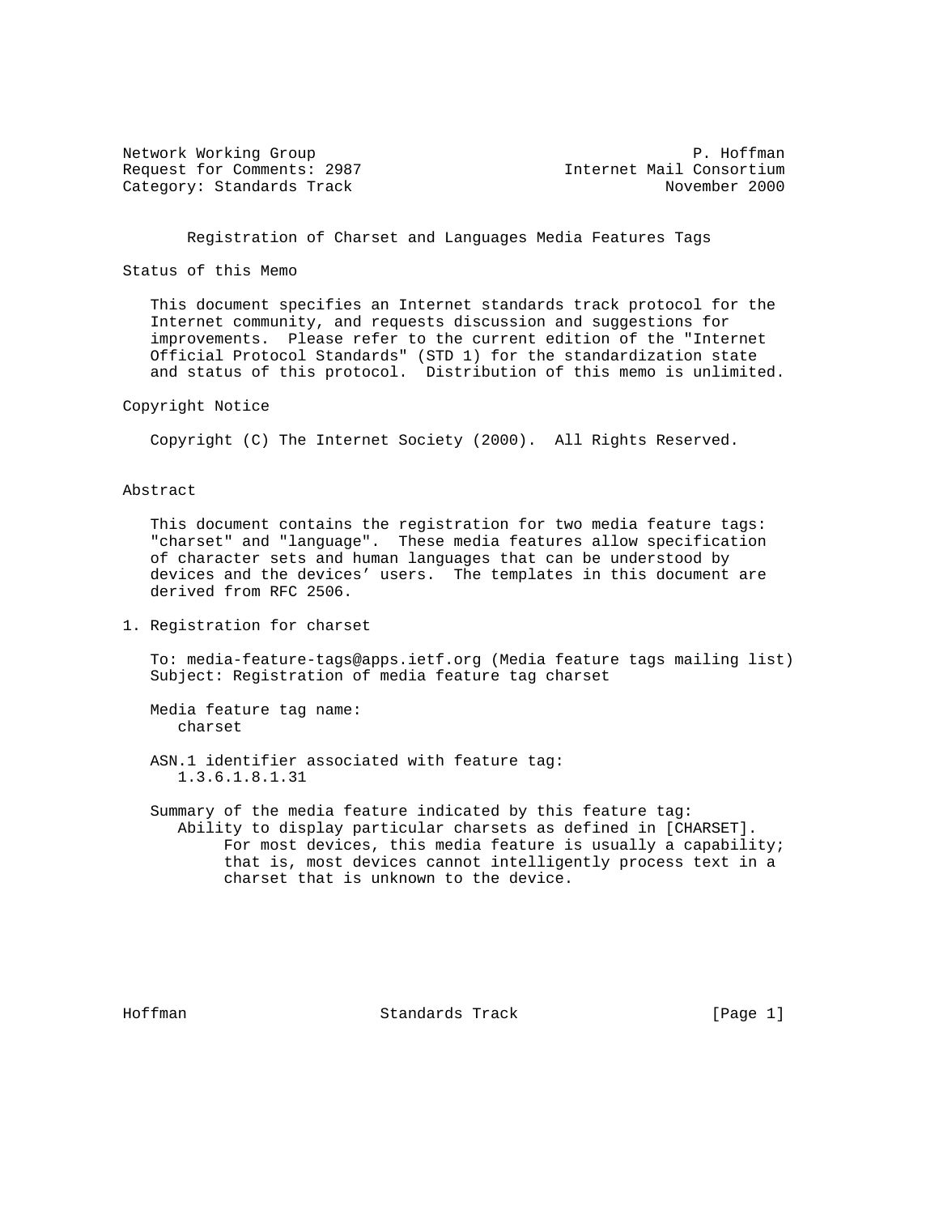Network Working Group P. Hoffman
Request for Comments: 2987 Internet Mail Consortium
Category: Standards Track November 2000

# Registration of Charset and Languages Media Features Tags

## Status of this Memo

This document specifies an Internet standards track protocol for the Internet community, and requests discussion and suggestions for improvements. Please refer to the current edition of the "Internet Official Protocol Standards" (STD 1) for the standardization state and status of this protocol. Distribution of this memo is unlimited.

## Copyright Notice

Copyright (C) The Internet Society (2000). All Rights Reserved.

## Abstract

This document contains the registration for two media feature tags: "charset" and "language". These media features allow specification of character sets and human languages that can be understood by devices and the devices' users. The templates in this document are derived from RFC 2506.

## 1. Registration for charset

To: media-feature-tags@apps.ietf.org (Media feature tags mailing list)
Subject: Registration of media feature tag charset

Media feature tag name:
charset

ASN.1 identifier associated with feature tag:
1.3.6.1.8.1.31

Summary of the media feature indicated by this feature tag:
Ability to display particular charsets as defined in [CHARSET]. For most devices, this media feature is usually a capability; that is, most devices cannot intelligently process text in a charset that is unknown to the device.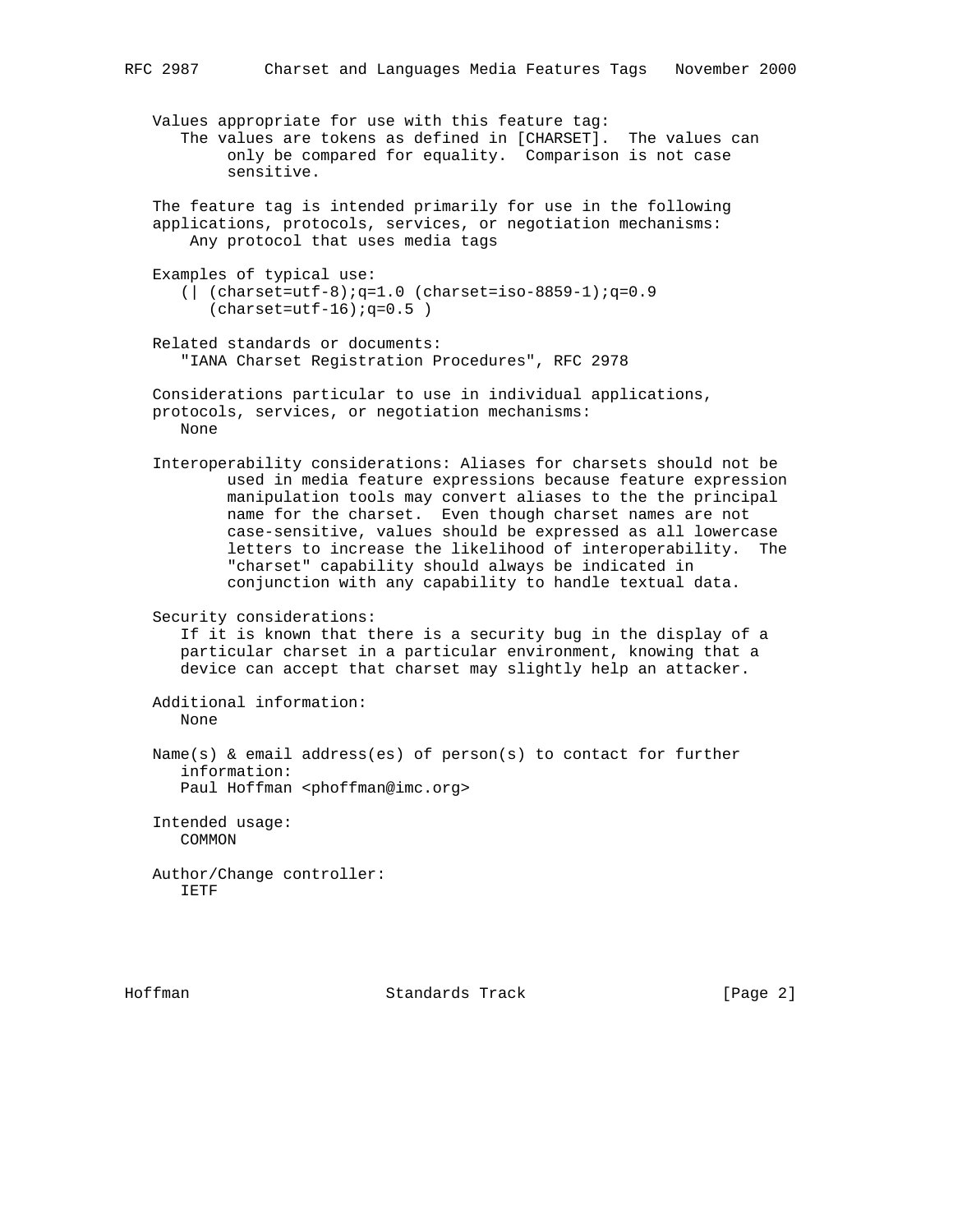Values appropriate for use with this feature tag:
The values are tokens as defined in [CHARSET]. The values can only be compared for equality. Comparison is not case sensitive.

The feature tag is intended primarily for use in the following applications, protocols, services, or negotiation mechanisms:
Any protocol that uses media tags

Examples of typical use:

```
(| (charset=utf-8);q=1.0 (charset=iso-8859-1);q=0.9
   (charset=utf-16);q=0.5 )
```

Related standards or documents:
"IANA Charset Registration Procedures", RFC 2978

Considerations particular to use in individual applications, protocols, services, or negotiation mechanisms:
None

Interoperability considerations: Aliases for charsets should not be used in media feature expressions because feature expression manipulation tools may convert aliases to the the principal name for the charset. Even though charset names are not case-sensitive, values should be expressed as all lowercase letters to increase the likelihood of interoperability. The "charset" capability should always be indicated in conjunction with any capability to handle textual data.

Security considerations:
If it is known that there is a security bug in the display of a particular charset in a particular environment, knowing that a device can accept that charset may slightly help an attacker.

Additional information:
None

Name(s) & email address(es) of person(s) to contact for further information:
Paul Hoffman <phoffman@imc.org>

Intended usage:
COMMON

Author/Change controller:
IETF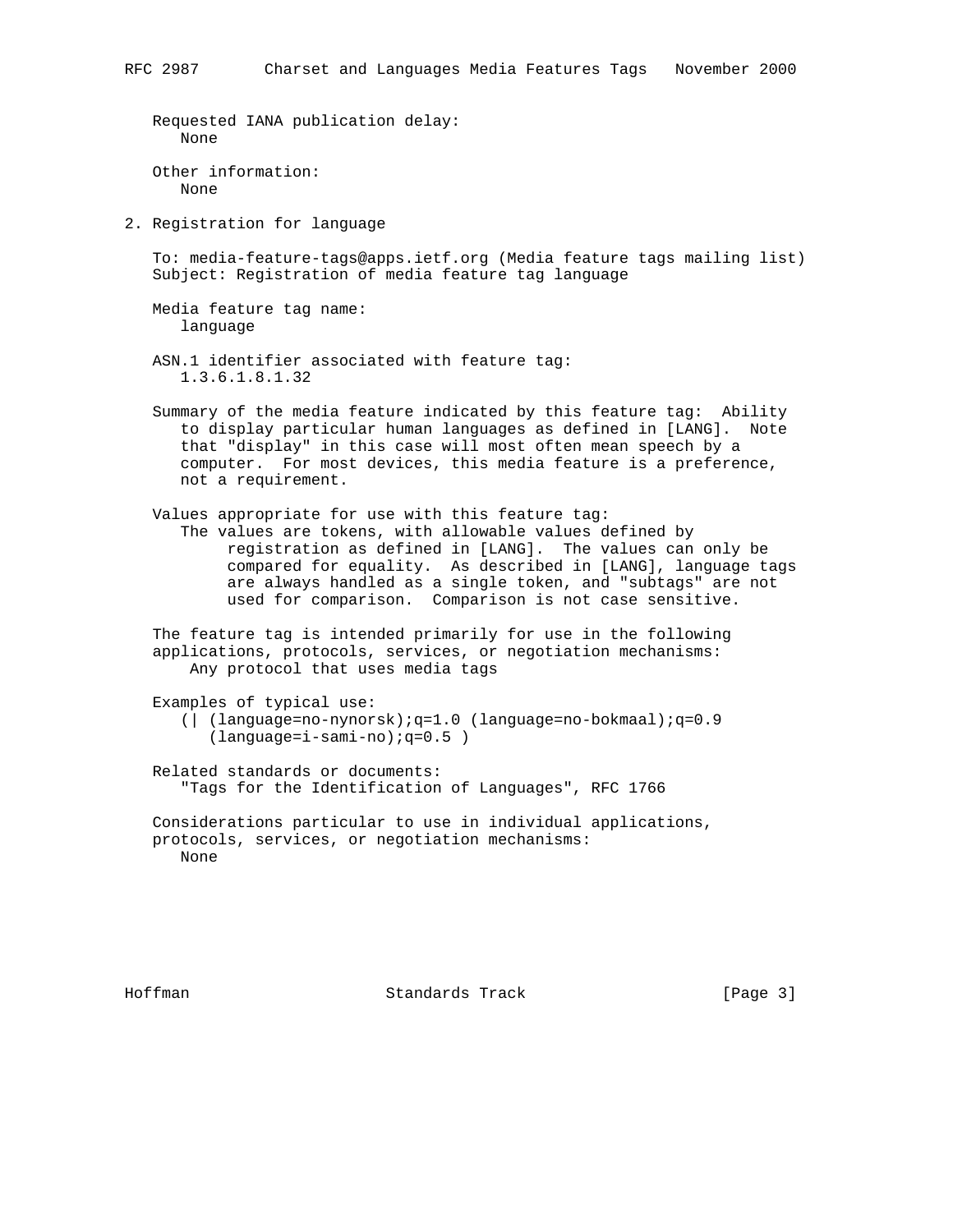Requested IANA publication delay:
None

Other information:
None

## 2. Registration for language

To: media-feature-tags@apps.ietf.org (Media feature tags mailing list)
Subject: Registration of media feature tag language

Media feature tag name:
language

ASN.1 identifier associated with feature tag:
1.3.6.1.8.1.32

Summary of the media feature indicated by this feature tag: Ability to display particular human languages as defined in [LANG]. Note that "display" in this case will most often mean speech by a computer. For most devices, this media feature is a preference, not a requirement.

Values appropriate for use with this feature tag:
The values are tokens, with allowable values defined by registration as defined in [LANG]. The values can only be compared for equality. As described in [LANG], language tags are always handled as a single token, and "subtags" are not used for comparison. Comparison is not case sensitive.

The feature tag is intended primarily for use in the following applications, protocols, services, or negotiation mechanisms:
Any protocol that uses media tags

Examples of typical use:

```
(| (language=no-nynorsk);q=1.0 (language=no-bokmaal);q=0.9
   (language=i-sami-no);q=0.5 )
```

Related standards or documents:
"Tags for the Identification of Languages", RFC 1766

Considerations particular to use in individual applications, protocols, services, or negotiation mechanisms:
None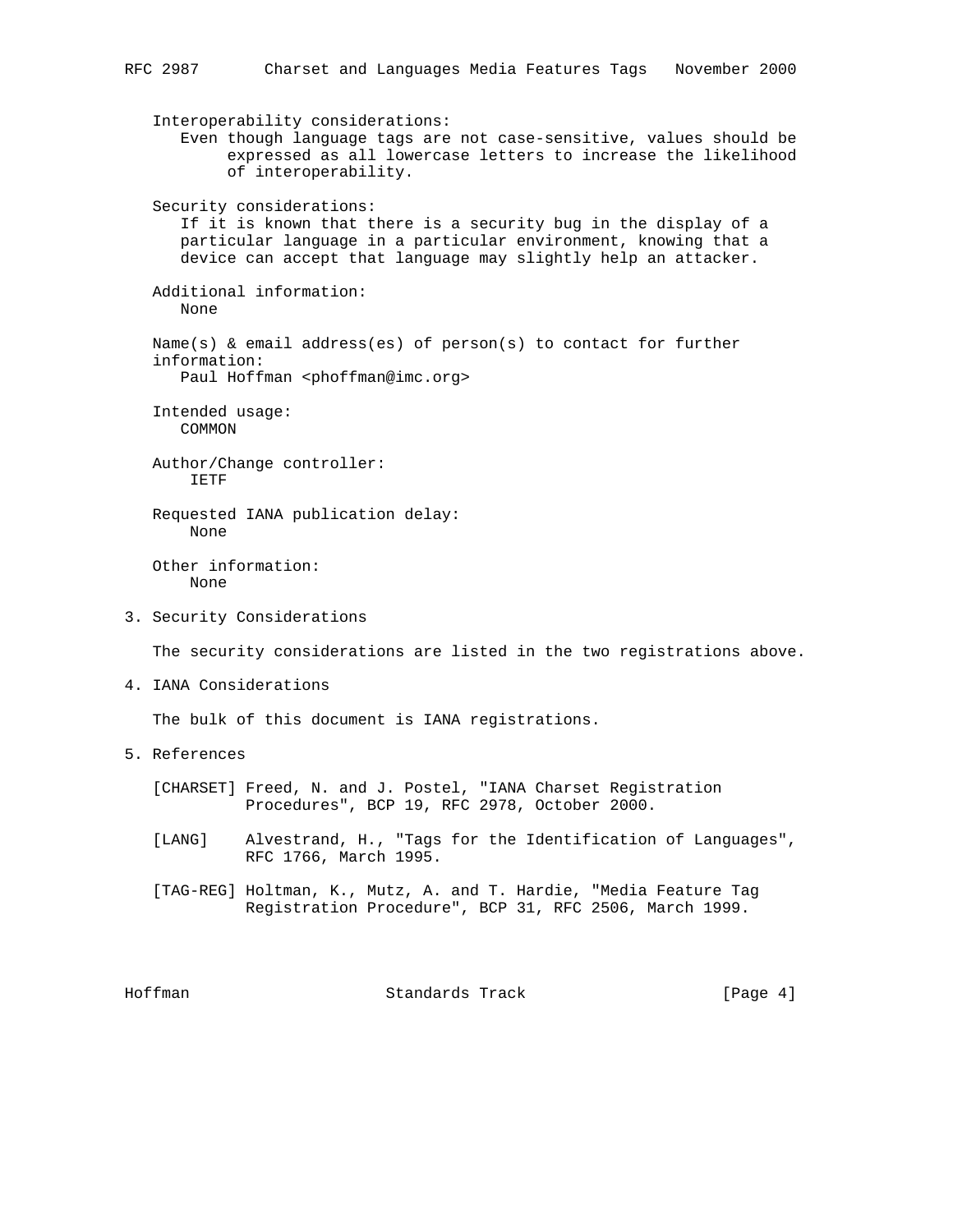Interoperability considerations:
Even though language tags are not case-sensitive, values should be expressed as all lowercase letters to increase the likelihood of interoperability.

Security considerations:
If it is known that there is a security bug in the display of a particular language in a particular environment, knowing that a device can accept that language may slightly help an attacker.

Additional information:
None

Name(s) & email address(es) of person(s) to contact for further information:
Paul Hoffman <phoffman@imc.org>

Intended usage:
COMMON

Author/Change controller:
IETF

Requested IANA publication delay:
None

Other information:
None

## 3. Security Considerations

The security considerations are listed in the two registrations above.

## 4. IANA Considerations

The bulk of this document is IANA registrations.

## 5. References

[CHARSET] Freed, N. and J. Postel, "IANA Charset Registration Procedures", BCP 19, RFC 2978, October 2000.

[LANG] Alvestrand, H., "Tags for the Identification of Languages", RFC 1766, March 1995.

[TAG-REG] Holtman, K., Mutz, A. and T. Hardie, "Media Feature Tag Registration Procedure", BCP 31, RFC 2506, March 1999.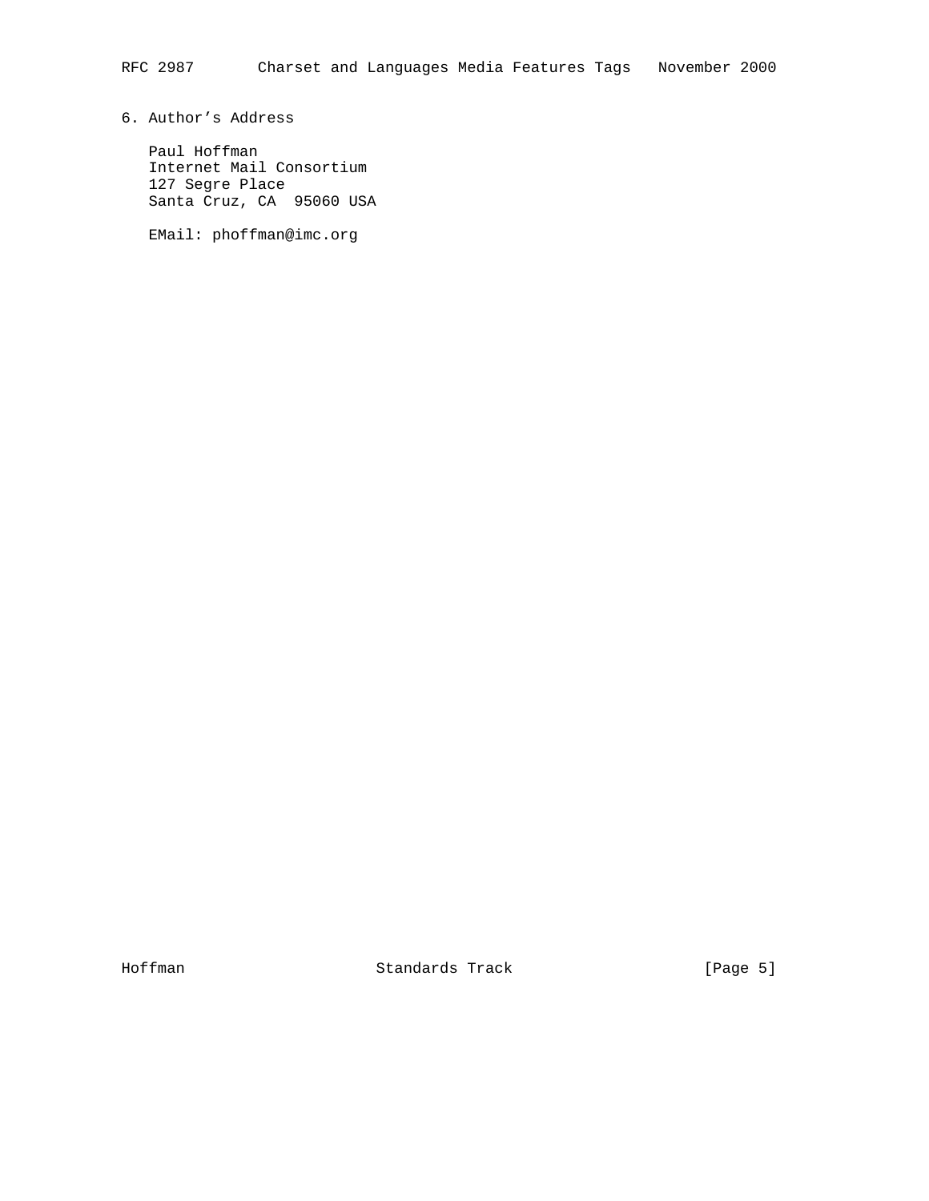## 6. Author's Address

Paul Hoffman
Internet Mail Consortium
127 Segre Place
Santa Cruz, CA 95060 USA

EMail: phoffman@imc.org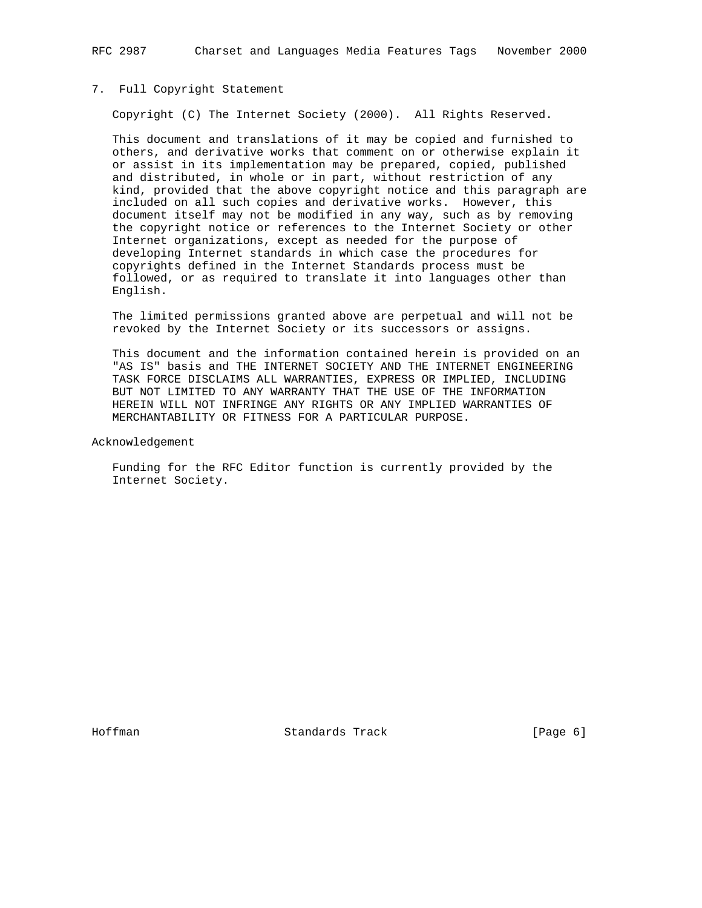## 7. Full Copyright Statement

Copyright (C) The Internet Society (2000). All Rights Reserved.

This document and translations of it may be copied and furnished to others, and derivative works that comment on or otherwise explain it or assist in its implementation may be prepared, copied, published and distributed, in whole or in part, without restriction of any kind, provided that the above copyright notice and this paragraph are included on all such copies and derivative works. However, this document itself may not be modified in any way, such as by removing the copyright notice or references to the Internet Society or other Internet organizations, except as needed for the purpose of developing Internet standards in which case the procedures for copyrights defined in the Internet Standards process must be followed, or as required to translate it into languages other than English.

The limited permissions granted above are perpetual and will not be revoked by the Internet Society or its successors or assigns.

This document and the information contained herein is provided on an "AS IS" basis and THE INTERNET SOCIETY AND THE INTERNET ENGINEERING TASK FORCE DISCLAIMS ALL WARRANTIES, EXPRESS OR IMPLIED, INCLUDING BUT NOT LIMITED TO ANY WARRANTY THAT THE USE OF THE INFORMATION HEREIN WILL NOT INFRINGE ANY RIGHTS OR ANY IMPLIED WARRANTIES OF MERCHANTABILITY OR FITNESS FOR A PARTICULAR PURPOSE.

## Acknowledgement

Funding for the RFC Editor function is currently provided by the Internet Society.